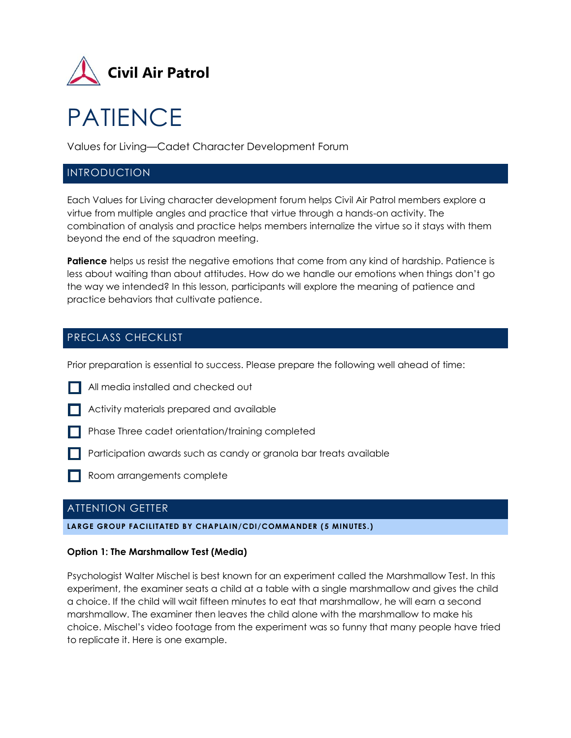Civil Air Patrol

# PATIENCE

Values for Living—Cadet Character Development Forum

## INTRODUCTION

Each Values for Living character development forum helps Civil Air Patrol members explore a virtue from multiple angles and practice that virtue through a hands-on activity. The combination of analysis and practice helps members internalize the virtue so it stays with them beyond the end of the squadron meeting.

**Patience** helps us resist the negative emotions that come from any kind of hardship. Patience is less about waiting than about attitudes. How do we handle our emotions when things don't go the way we intended? In this lesson, participants will explore the meaning of patience and practice behaviors that cultivate patience.

## PRECLASS CHECKLIST

Prior preparation is essential to success. Please prepare the following well ahead of time:

- [ ] All media installed and checked out
- [ ] Activity materials prepared and available
- [ ] Phase Three cadet orientation/training completed
- [ ] Participation awards such as candy or granola bar treats available
- [ ] Room arrangements complete

## ATTENTION GETTER

**LARGE GROUP FACILITATED BY CHAPLAIN/CDI/COMMANDER (5 MINUTES.)**

**Option 1: The Marshmallow Test (Media)**

Psychologist Walter Mischel is best known for an experiment called the Marshmallow Test. In this experiment, the examiner seats a child at a table with a single marshmallow and gives the child a choice. If the child will wait fifteen minutes to eat that marshmallow, he will earn a second marshmallow. The examiner then leaves the child alone with the marshmallow to make his choice. Mischel's video footage from the experiment was so funny that many people have tried to replicate it. Here is one example.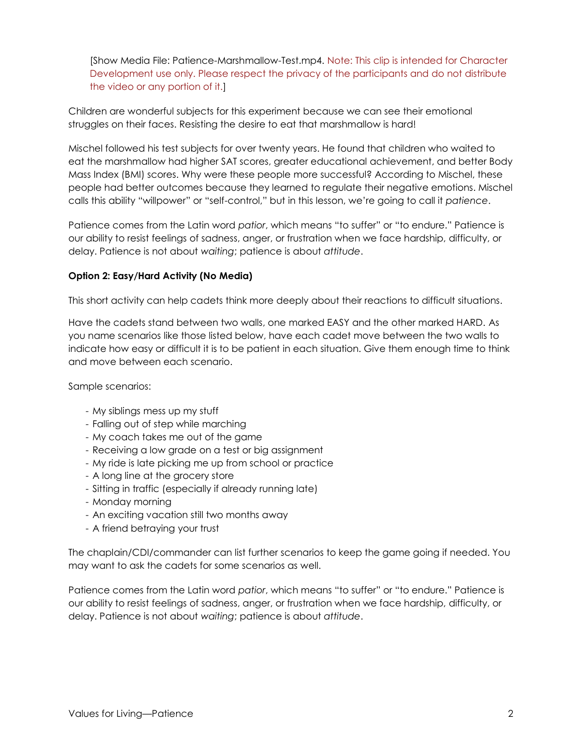[Show Media File: Patience-Marshmallow-Test.mp4. Note: This clip is intended for Character Development use only. Please respect the privacy of the participants and do not distribute the video or any portion of it.]

Children are wonderful subjects for this experiment because we can see their emotional struggles on their faces. Resisting the desire to eat that marshmallow is hard!

Mischel followed his test subjects for over twenty years. He found that children who waited to eat the marshmallow had higher SAT scores, greater educational achievement, and better Body Mass Index (BMI) scores. Why were these people more successful? According to Mischel, these people had better outcomes because they learned to regulate their negative emotions. Mischel calls this ability "willpower" or "self-control," but in this lesson, we're going to call it *patience*.

Patience comes from the Latin word *patior*, which means "to suffer" or "to endure." Patience is our ability to resist feelings of sadness, anger, or frustration when we face hardship, difficulty, or delay. Patience is not about *waiting*; patience is about *attitude*.

**Option 2: Easy/Hard Activity (No Media)**

This short activity can help cadets think more deeply about their reactions to difficult situations.

Have the cadets stand between two walls, one marked EASY and the other marked HARD. As you name scenarios like those listed below, have each cadet move between the two walls to indicate how easy or difficult it is to be patient in each situation. Give them enough time to think and move between each scenario.

Sample scenarios:

- My siblings mess up my stuff
- Falling out of step while marching
- My coach takes me out of the game
- Receiving a low grade on a test or big assignment
- My ride is late picking me up from school or practice
- A long line at the grocery store
- Sitting in traffic (especially if already running late)
- Monday morning
- An exciting vacation still two months away
- A friend betraying your trust

The chaplain/CDI/commander can list further scenarios to keep the game going if needed. You may want to ask the cadets for some scenarios as well.

Patience comes from the Latin word *patior*, which means "to suffer" or "to endure." Patience is our ability to resist feelings of sadness, anger, or frustration when we face hardship, difficulty, or delay. Patience is not about *waiting*; patience is about *attitude*.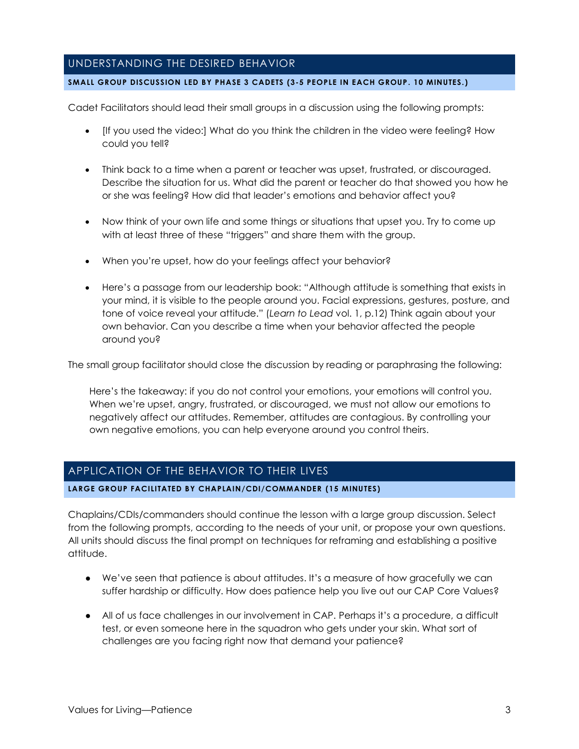## UNDERSTANDING THE DESIRED BEHAVIOR

**SMALL GROUP DISCUSSION LED BY PHASE 3 CADETS (3-5 PEOPLE IN EACH GROUP. 10 MINUTES.)**

Cadet Facilitators should lead their small groups in a discussion using the following prompts:

- [If you used the video:] What do you think the children in the video were feeling? How could you tell?
- Think back to a time when a parent or teacher was upset, frustrated, or discouraged. Describe the situation for us. What did the parent or teacher do that showed you how he or she was feeling? How did that leader's emotions and behavior affect you?
- Now think of your own life and some things or situations that upset you. Try to come up with at least three of these "triggers" and share them with the group.
- When you're upset, how do your feelings affect your behavior?
- Here's a passage from our leadership book: "Although attitude is something that exists in your mind, it is visible to the people around you. Facial expressions, gestures, posture, and tone of voice reveal your attitude." (*Learn to Lead* vol. 1, p.12) Think again about your own behavior. Can you describe a time when your behavior affected the people around you?

The small group facilitator should close the discussion by reading or paraphrasing the following:

> Here's the takeaway: if you do not control your emotions, your emotions will control you. When we're upset, angry, frustrated, or discouraged, we must not allow our emotions to negatively affect our attitudes. Remember, attitudes are contagious. By controlling your own negative emotions, you can help everyone around you control theirs.

## APPLICATION OF THE BEHAVIOR TO THEIR LIVES

**LARGE GROUP FACILITATED BY CHAPLAIN/CDI/COMMANDER (15 MINUTES)**

Chaplains/CDIs/commanders should continue the lesson with a large group discussion. Select from the following prompts, according to the needs of your unit, or propose your own questions. All units should discuss the final prompt on techniques for reframing and establishing a positive attitude.

- We've seen that patience is about attitudes. It's a measure of how gracefully we can suffer hardship or difficulty. How does patience help you live out our CAP Core Values?
- All of us face challenges in our involvement in CAP. Perhaps it's a procedure, a difficult test, or even someone here in the squadron who gets under your skin. What sort of challenges are you facing right now that demand your patience?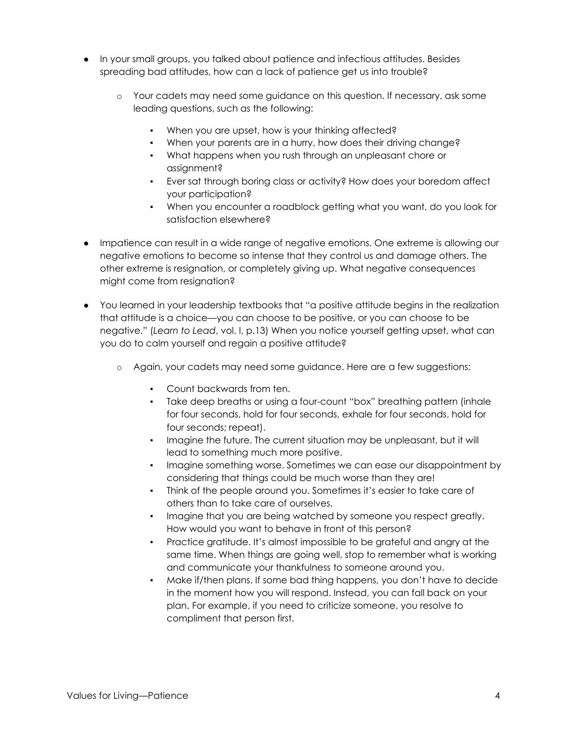- In your small groups, you talked about patience and infectious attitudes. Besides spreading bad attitudes, how can a lack of patience get us into trouble?
    - Your cadets may need some guidance on this question. If necessary, ask some leading questions, such as the following:
        - When you are upset, how is your thinking affected?
        - When your parents are in a hurry, how does their driving change?
        - What happens when you rush through an unpleasant chore or assignment?
        - Ever sat through boring class or activity? How does your boredom affect your participation?
        - When you encounter a roadblock getting what you want, do you look for satisfaction elsewhere?

- Impatience can result in a wide range of negative emotions. One extreme is allowing our negative emotions to become so intense that they control us and damage others. The other extreme is resignation, or completely giving up. What negative consequences might come from resignation?

- You learned in your leadership textbooks that "a positive attitude begins in the realization that attitude is a choice—you can choose to be positive, or you can choose to be negative." (*Learn to Lead*, vol. I, p.13) When you notice yourself getting upset, what can you do to calm yourself and regain a positive attitude?
    - Again, your cadets may need some guidance. Here are a few suggestions:
        - Count backwards from ten.
        - Take deep breaths or using a four-count "box" breathing pattern (inhale for four seconds, hold for four seconds, exhale for four seconds, hold for four seconds; repeat).
        - Imagine the future. The current situation may be unpleasant, but it will lead to something much more positive.
        - Imagine something worse. Sometimes we can ease our disappointment by considering that things could be much worse than they are!
        - Think of the people around you. Sometimes it's easier to take care of others than to take care of ourselves.
        - Imagine that you are being watched by someone you respect greatly. How would you want to behave in front of this person?
        - Practice gratitude. It's almost impossible to be grateful and angry at the same time. When things are going well, stop to remember what is working and communicate your thankfulness to someone around you.
        - Make if/then plans. If some bad thing happens, you don't have to decide in the moment how you will respond. Instead, you can fall back on your plan. For example, if you need to criticize someone, you resolve to compliment that person first.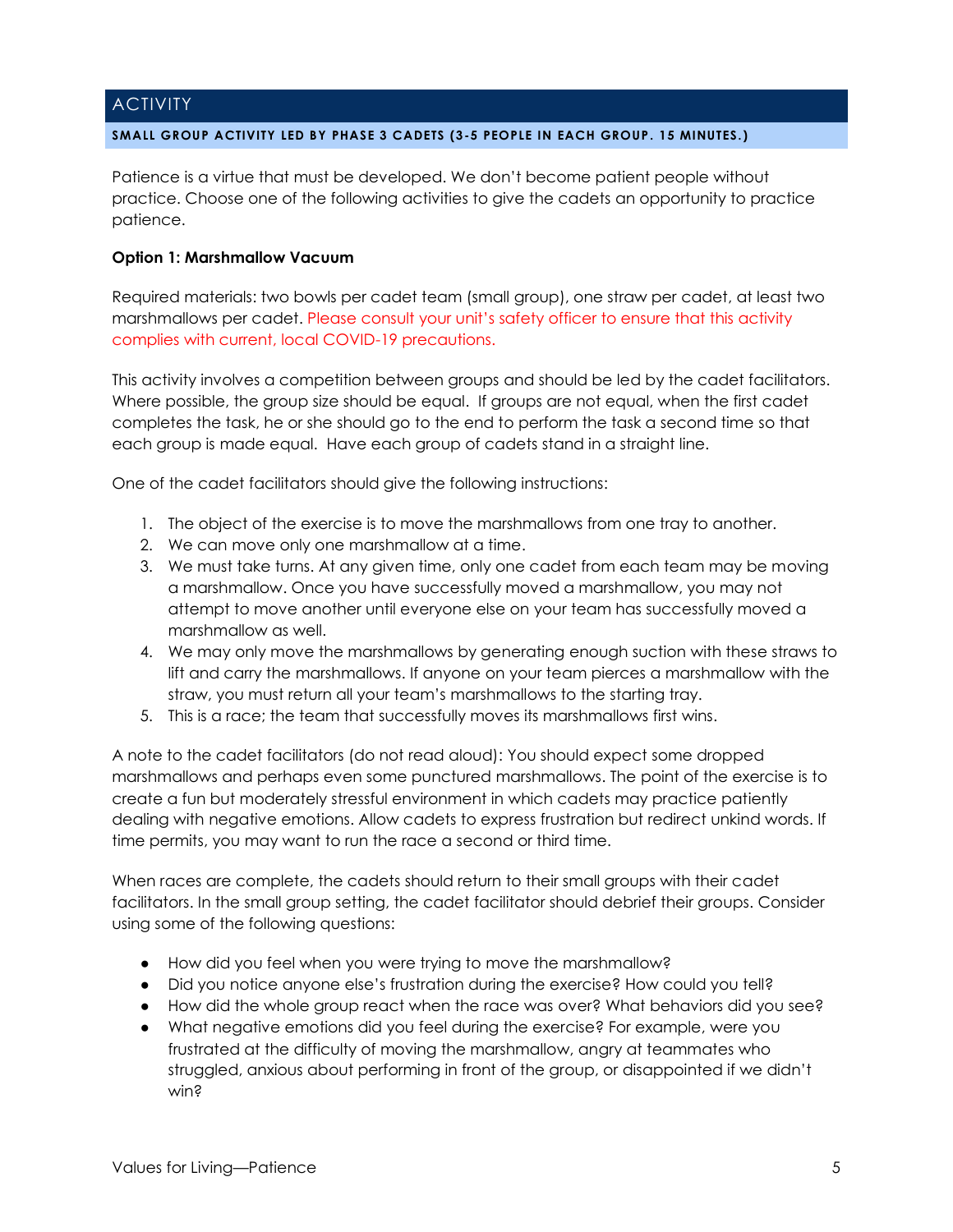## ACTIVITY

**SMALL GROUP ACTIVITY LED BY PHASE 3 CADETS (3-5 PEOPLE IN EACH GROUP. 15 MINUTES.)**

Patience is a virtue that must be developed. We don't become patient people without practice. Choose one of the following activities to give the cadets an opportunity to practice patience.

**Option 1: Marshmallow Vacuum**

Required materials: two bowls per cadet team (small group), one straw per cadet, at least two marshmallows per cadet. Please consult your unit's safety officer to ensure that this activity complies with current, local COVID-19 precautions.

This activity involves a competition between groups and should be led by the cadet facilitators. Where possible, the group size should be equal. If groups are not equal, when the first cadet completes the task, he or she should go to the end to perform the task a second time so that each group is made equal. Have each group of cadets stand in a straight line.

One of the cadet facilitators should give the following instructions:

1. The object of the exercise is to move the marshmallows from one tray to another.
2. We can move only one marshmallow at a time.
3. We must take turns. At any given time, only one cadet from each team may be moving a marshmallow. Once you have successfully moved a marshmallow, you may not attempt to move another until everyone else on your team has successfully moved a marshmallow as well.
4. We may only move the marshmallows by generating enough suction with these straws to lift and carry the marshmallows. If anyone on your team pierces a marshmallow with the straw, you must return all your team's marshmallows to the starting tray.
5. This is a race; the team that successfully moves its marshmallows first wins.

A note to the cadet facilitators (do not read aloud): You should expect some dropped marshmallows and perhaps even some punctured marshmallows. The point of the exercise is to create a fun but moderately stressful environment in which cadets may practice patiently dealing with negative emotions. Allow cadets to express frustration but redirect unkind words. If time permits, you may want to run the race a second or third time.

When races are complete, the cadets should return to their small groups with their cadet facilitators. In the small group setting, the cadet facilitator should debrief their groups. Consider using some of the following questions:

- How did you feel when you were trying to move the marshmallow?
- Did you notice anyone else's frustration during the exercise? How could you tell?
- How did the whole group react when the race was over? What behaviors did you see?
- What negative emotions did you feel during the exercise? For example, were you frustrated at the difficulty of moving the marshmallow, angry at teammates who struggled, anxious about performing in front of the group, or disappointed if we didn't win?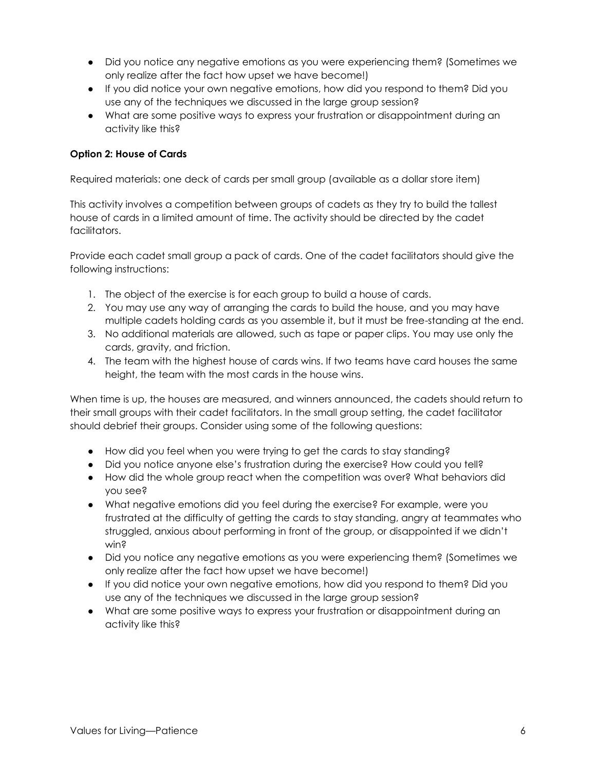- Did you notice any negative emotions as you were experiencing them? (Sometimes we only realize after the fact how upset we have become!)
- If you did notice your own negative emotions, how did you respond to them? Did you use any of the techniques we discussed in the large group session?
- What are some positive ways to express your frustration or disappointment during an activity like this?

**Option 2: House of Cards**

Required materials: one deck of cards per small group (available as a dollar store item)

This activity involves a competition between groups of cadets as they try to build the tallest house of cards in a limited amount of time. The activity should be directed by the cadet facilitators.

Provide each cadet small group a pack of cards. One of the cadet facilitators should give the following instructions:

1. The object of the exercise is for each group to build a house of cards.
2. You may use any way of arranging the cards to build the house, and you may have multiple cadets holding cards as you assemble it, but it must be free-standing at the end.
3. No additional materials are allowed, such as tape or paper clips. You may use only the cards, gravity, and friction.
4. The team with the highest house of cards wins. If two teams have card houses the same height, the team with the most cards in the house wins.

When time is up, the houses are measured, and winners announced, the cadets should return to their small groups with their cadet facilitators. In the small group setting, the cadet facilitator should debrief their groups. Consider using some of the following questions:

- How did you feel when you were trying to get the cards to stay standing?
- Did you notice anyone else's frustration during the exercise? How could you tell?
- How did the whole group react when the competition was over? What behaviors did you see?
- What negative emotions did you feel during the exercise? For example, were you frustrated at the difficulty of getting the cards to stay standing, angry at teammates who struggled, anxious about performing in front of the group, or disappointed if we didn't win?
- Did you notice any negative emotions as you were experiencing them? (Sometimes we only realize after the fact how upset we have become!)
- If you did notice your own negative emotions, how did you respond to them? Did you use any of the techniques we discussed in the large group session?
- What are some positive ways to express your frustration or disappointment during an activity like this?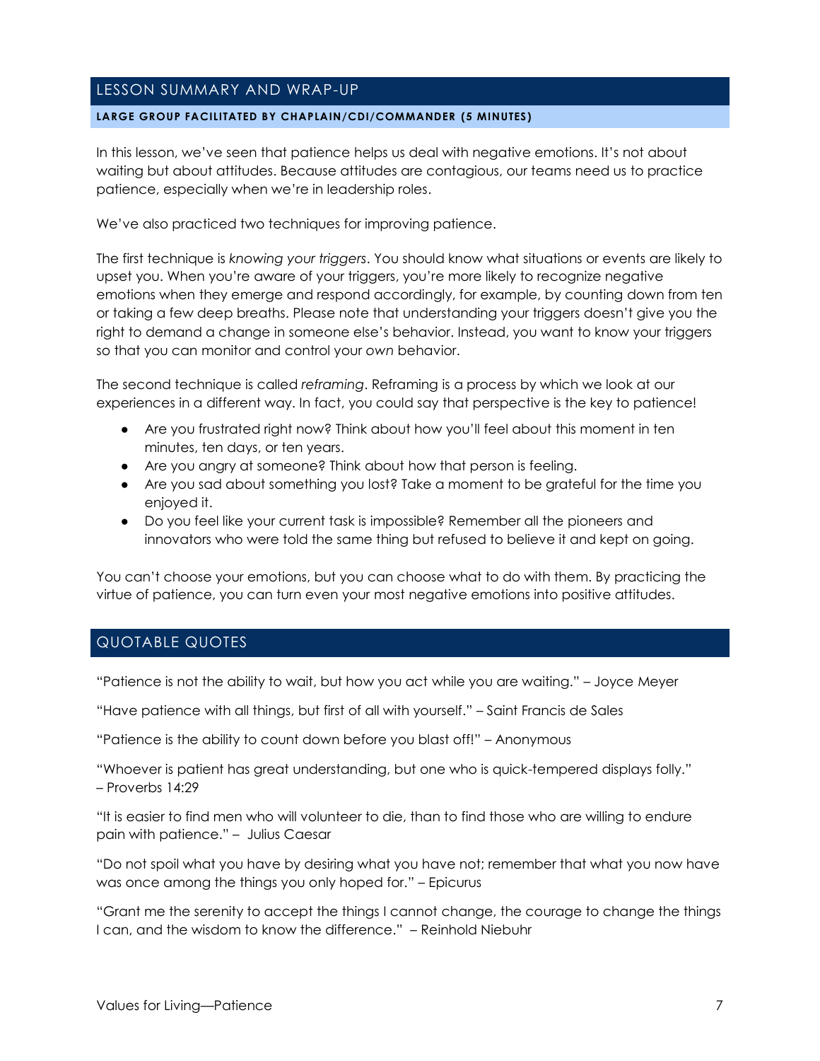## LESSON SUMMARY AND WRAP-UP

#### LARGE GROUP FACILITATED BY CHAPLAIN/CDI/COMMANDER (5 MINUTES)

In this lesson, we've seen that patience helps us deal with negative emotions. It's not about waiting but about attitudes. Because attitudes are contagious, our teams need us to practice patience, especially when we're in leadership roles.

We've also practiced two techniques for improving patience.

The first technique is *knowing your triggers*. You should know what situations or events are likely to upset you. When you're aware of your triggers, you're more likely to recognize negative emotions when they emerge and respond accordingly, for example, by counting down from ten or taking a few deep breaths. Please note that understanding your triggers doesn't give you the right to demand a change in someone else's behavior. Instead, you want to know your triggers so that you can monitor and control your *own* behavior.

The second technique is called *reframing*. Reframing is a process by which we look at our experiences in a different way. In fact, you could say that perspective is the key to patience!

- Are you frustrated right now? Think about how you'll feel about this moment in ten minutes, ten days, or ten years.
- Are you angry at someone? Think about how that person is feeling.
- Are you sad about something you lost? Take a moment to be grateful for the time you enjoyed it.
- Do you feel like your current task is impossible? Remember all the pioneers and innovators who were told the same thing but refused to believe it and kept on going.

You can't choose your emotions, but you can choose what to do with them. By practicing the virtue of patience, you can turn even your most negative emotions into positive attitudes.

## QUOTABLE QUOTES

"Patience is not the ability to wait, but how you act while you are waiting." – Joyce Meyer

"Have patience with all things, but first of all with yourself." – Saint Francis de Sales

"Patience is the ability to count down before you blast off!" – Anonymous

"Whoever is patient has great understanding, but one who is quick-tempered displays folly." – Proverbs 14:29

"It is easier to find men who will volunteer to die, than to find those who are willing to endure pain with patience." – Julius Caesar

"Do not spoil what you have by desiring what you have not; remember that what you now have was once among the things you only hoped for." – Epicurus

"Grant me the serenity to accept the things I cannot change, the courage to change the things I can, and the wisdom to know the difference." – Reinhold Niebuhr